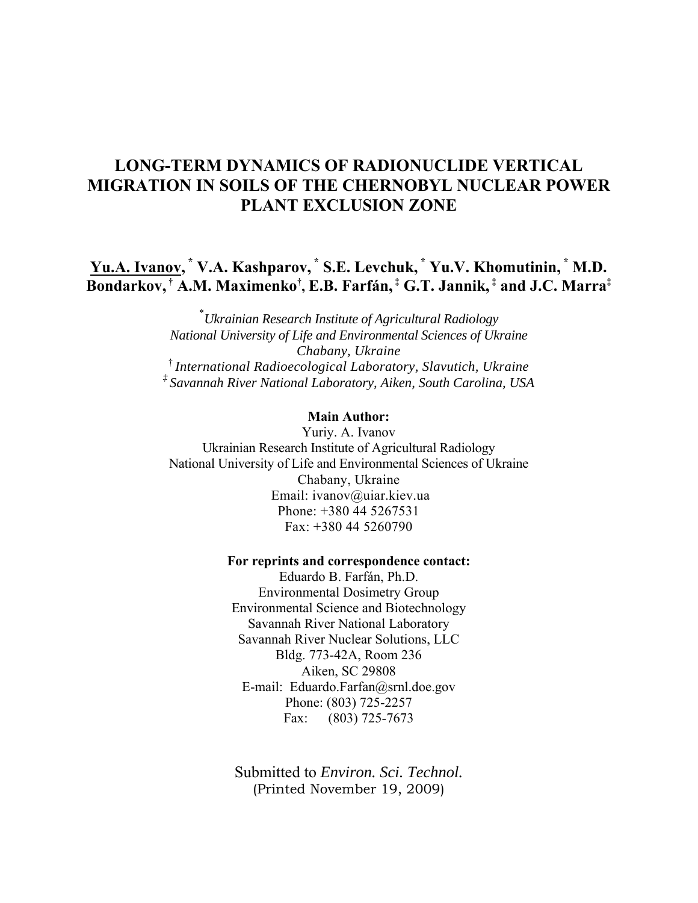# LONG-TERM DYNAMICS OF RADIONUCLIDE VERTICAL MIGRATION IN SOILS OF THE CHERNOBYL NUCLEAR POWER PLANT EXCLUSION ZONE

**Yu.A. Ivanov,** [*] **V.A. Kashparov,** [*] **S.E. Levchuk,** [*] **Yu.V. Khomutinin,** [*] **M.D. Bondarkov,** [†] **A.M. Maximenko**[†], **E.B. Farfán,** [‡] **G.T. Jannik,** [‡] **and J.C. Marra**[‡]

[*] *Ukrainian Research Institute of Agricultural Radiology*
*National University of Life and Environmental Sciences of Ukraine*
*Chabany, Ukraine*
[†] *International Radioecological Laboratory, Slavutich, Ukraine*
[‡] *Savannah River National Laboratory, Aiken, South Carolina, USA*

**Main Author:**
Yuriy. A. Ivanov
Ukrainian Research Institute of Agricultural Radiology
National University of Life and Environmental Sciences of Ukraine
Chabany, Ukraine
Email: ivanov@uiar.kiev.ua
Phone: +380 44 5267531
Fax: +380 44 5260790

**For reprints and correspondence contact:**
Eduardo B. Farfán, Ph.D.
Environmental Dosimetry Group
Environmental Science and Biotechnology
Savannah River National Laboratory
Savannah River Nuclear Solutions, LLC
Bldg. 773-42A, Room 236
Aiken, SC 29808
E-mail: Eduardo.Farfan@srnl.doe.gov
Phone: (803) 725-2257
Fax: (803) 725-7673

Submitted to *Environ. Sci. Technol.*
(Printed November 19, 2009)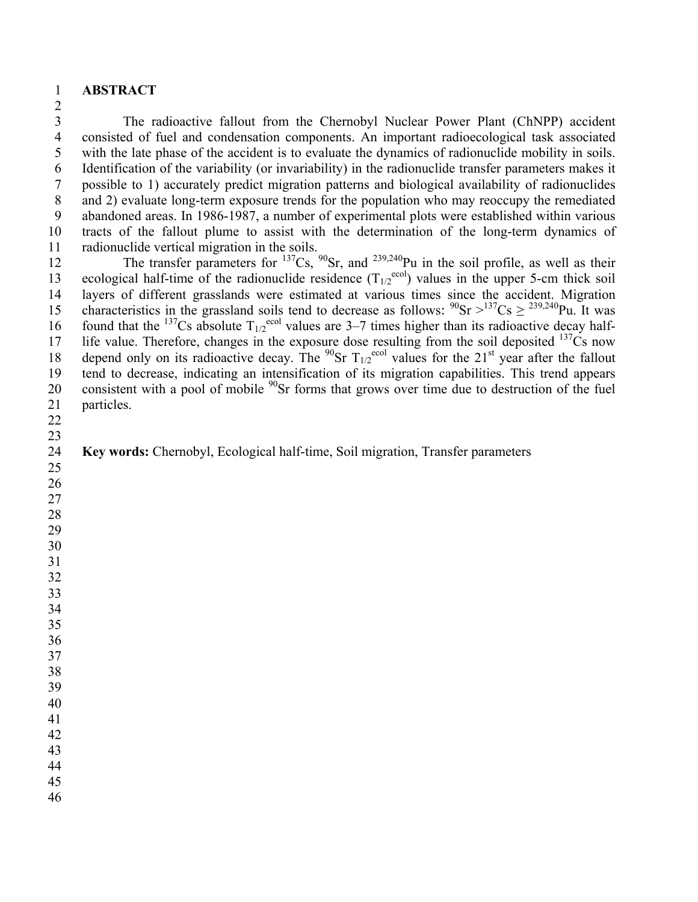# ABSTRACT

The radioactive fallout from the Chernobyl Nuclear Power Plant (ChNPP) accident consisted of fuel and condensation components. An important radioecological task associated with the late phase of the accident is to evaluate the dynamics of radionuclide mobility in soils. Identification of the variability (or invariability) in the radionuclide transfer parameters makes it possible to 1) accurately predict migration patterns and biological availability of radionuclides and 2) evaluate long-term exposure trends for the population who may reoccupy the remediated abandoned areas. In 1986-1987, a number of experimental plots were established within various tracts of the fallout plume to assist with the determination of the long-term dynamics of radionuclide vertical migration in the soils.

The transfer parameters for $^{137}$Cs, $^{90}$Sr, and $^{239,240}$Pu in the soil profile, as well as their ecological half-time of the radionuclide residence ($T_{1/2}^{ecol}$) values in the upper 5-cm thick soil layers of different grasslands were estimated at various times since the accident. Migration characteristics in the grassland soils tend to decrease as follows: $^{90}$Sr $>$ $^{137}$Cs $\geq$ $^{239,240}$Pu. It was found that the $^{137}$Cs absolute $T_{1/2}^{ecol}$ values are 3–7 times higher than its radioactive decay half-life value. Therefore, changes in the exposure dose resulting from the soil deposited $^{137}$Cs now depend only on its radioactive decay. The $^{90}$Sr $T_{1/2}^{ecol}$ values for the 21$^{st}$ year after the fallout tend to decrease, indicating an intensification of its migration capabilities. This trend appears consistent with a pool of mobile $^{90}$Sr forms that grows over time due to destruction of the fuel particles.

**Key words:** Chernobyl, Ecological half-time, Soil migration, Transfer parameters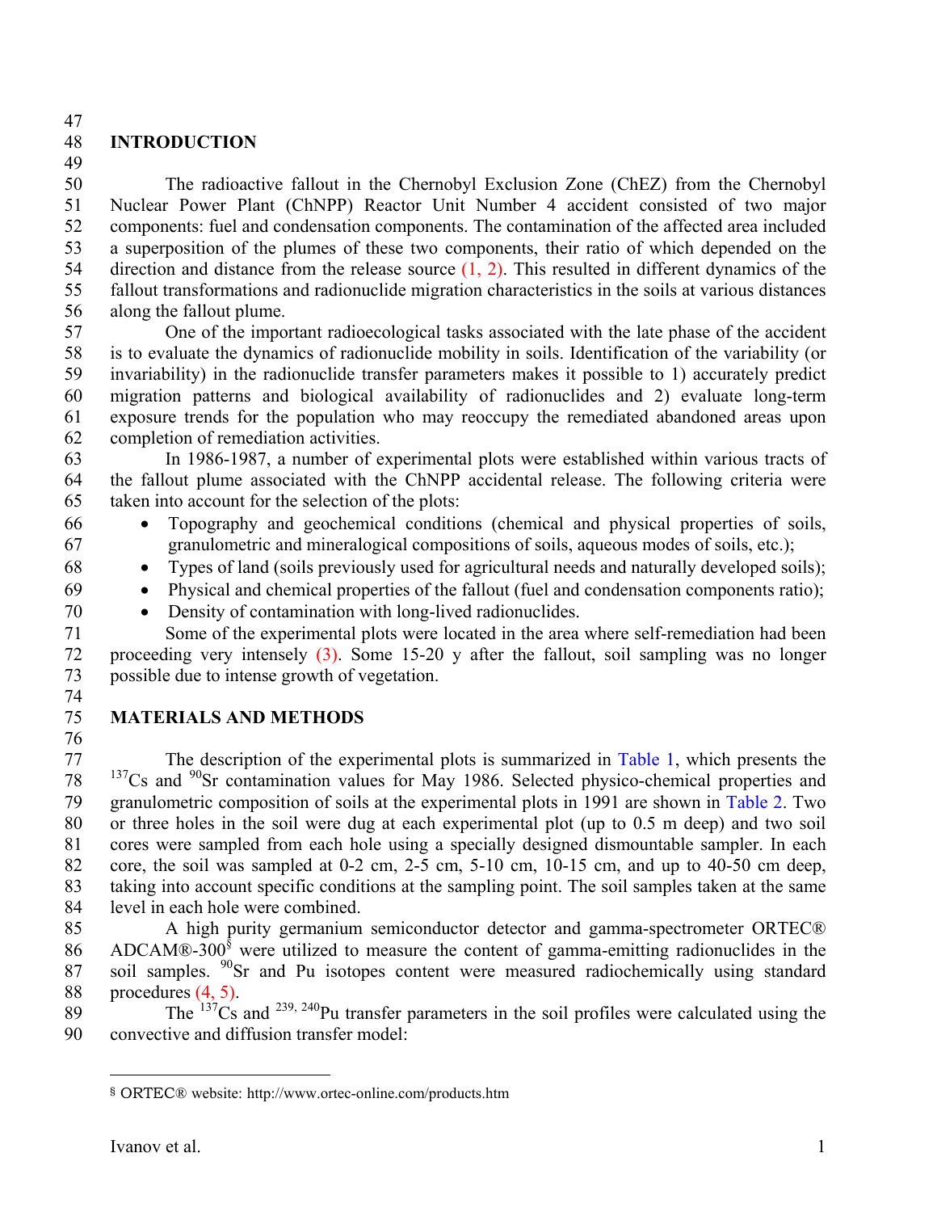## INTRODUCTION

The radioactive fallout in the Chernobyl Exclusion Zone (ChEZ) from the Chernobyl Nuclear Power Plant (ChNPP) Reactor Unit Number 4 accident consisted of two major components: fuel and condensation components. The contamination of the affected area included a superposition of the plumes of these two components, their ratio of which depended on the direction and distance from the release source (1, 2). This resulted in different dynamics of the fallout transformations and radionuclide migration characteristics in the soils at various distances along the fallout plume.

One of the important radioecological tasks associated with the late phase of the accident is to evaluate the dynamics of radionuclide mobility in soils. Identification of the variability (or invariability) in the radionuclide transfer parameters makes it possible to 1) accurately predict migration patterns and biological availability of radionuclides and 2) evaluate long-term exposure trends for the population who may reoccupy the remediated abandoned areas upon completion of remediation activities.

In 1986-1987, a number of experimental plots were established within various tracts of the fallout plume associated with the ChNPP accidental release. The following criteria were taken into account for the selection of the plots:

- Topography and geochemical conditions (chemical and physical properties of soils, granulometric and mineralogical compositions of soils, aqueous modes of soils, etc.);
- Types of land (soils previously used for agricultural needs and naturally developed soils);
- Physical and chemical properties of the fallout (fuel and condensation components ratio);
- Density of contamination with long-lived radionuclides.

Some of the experimental plots were located in the area where self-remediation had been proceeding very intensely (3). Some 15-20 y after the fallout, soil sampling was no longer possible due to intense growth of vegetation.

## MATERIALS AND METHODS

The description of the experimental plots is summarized in Table 1, which presents the $^{137}$Cs and $^{90}$Sr contamination values for May 1986. Selected physico-chemical properties and granulometric composition of soils at the experimental plots in 1991 are shown in Table 2. Two or three holes in the soil were dug at each experimental plot (up to 0.5 m deep) and two soil cores were sampled from each hole using a specially designed dismountable sampler. In each core, the soil was sampled at 0-2 cm, 2-5 cm, 5-10 cm, 10-15 cm, and up to 40-50 cm deep, taking into account specific conditions at the sampling point. The soil samples taken at the same level in each hole were combined.

A high purity germanium semiconductor detector and gamma-spectrometer ORTEC® ADCAM®-300[§] were utilized to measure the content of gamma-emitting radionuclides in the soil samples. $^{90}$Sr and Pu isotopes content were measured radiochemically using standard procedures (4, 5).

The $^{137}$Cs and $^{239, 240}$Pu transfer parameters in the soil profiles were calculated using the convective and diffusion transfer model:

§ ORTEC® website: http://www.ortec-online.com/products.htm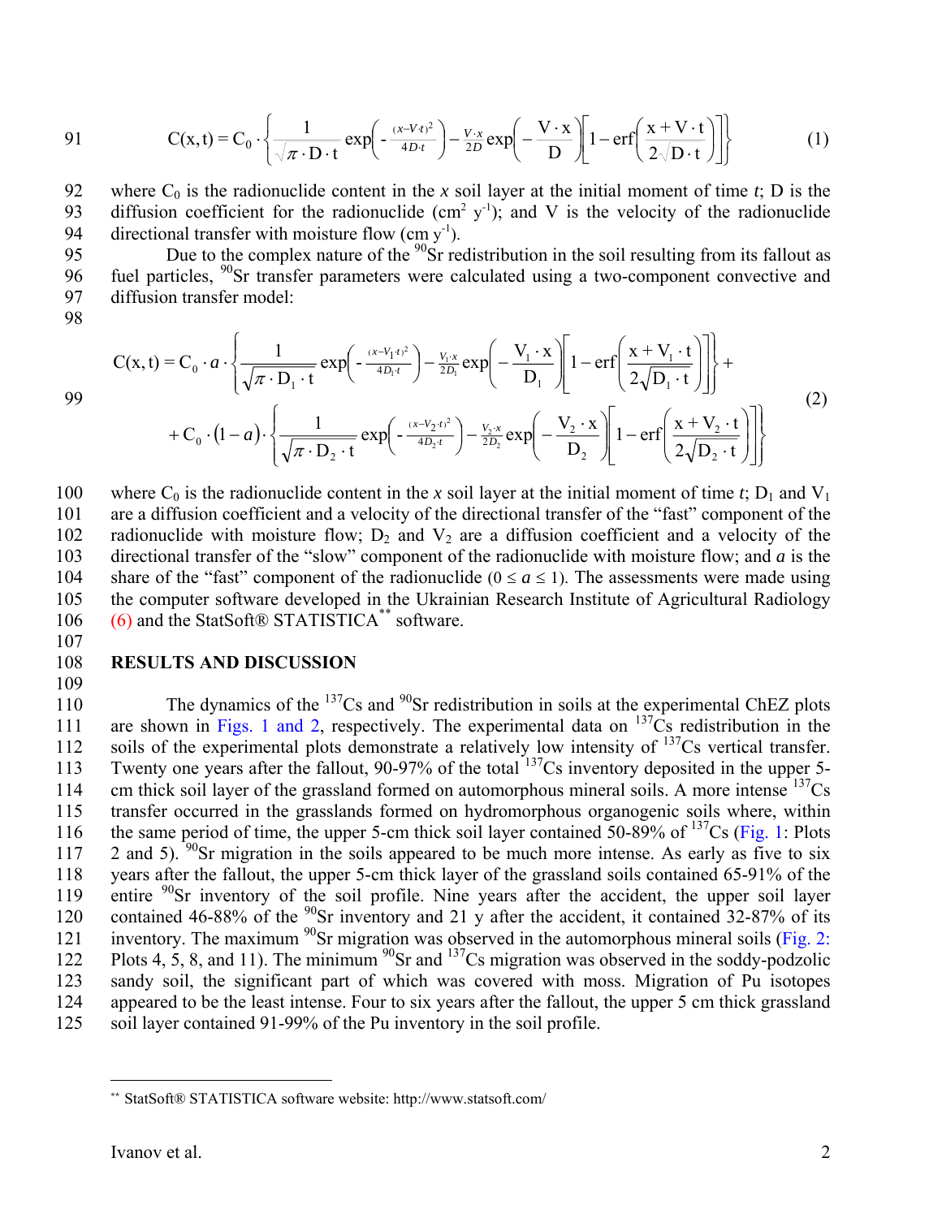$$C(x,t) = C_0 \cdot \left\{ \frac{1}{\sqrt{\pi \cdot D \cdot t}} \exp\left( -\frac{(x - V \cdot t)^2}{4D \cdot t} \right) - \frac{V \cdot x}{2D} \exp\left( -\frac{V \cdot x}{D} \right) \left[ 1 - \mathrm{erf}\left( \frac{x + V \cdot t}{2\sqrt{D \cdot t}} \right) \right] \right\} \quad (1)$$

where $C_0$ is the radionuclide content in the $x$ soil layer at the initial moment of time $t$; D is the diffusion coefficient for the radionuclide ($cm^2$ $y^{-1}$); and V is the velocity of the radionuclide directional transfer with moisture flow (cm $y^{-1}$).

Due to the complex nature of the $^{90}$Sr redistribution in the soil resulting from its fallout as fuel particles, $^{90}$Sr transfer parameters were calculated using a two-component convective and diffusion transfer model:

$$\begin{aligned} C(x,t) = {} & C_0 \cdot a \cdot \left\{ \frac{1}{\sqrt{\pi \cdot D_1 \cdot t}} \exp\left( -\frac{(x - V_1 \cdot t)^2}{4D_1 \cdot t} \right) - \frac{V_1 \cdot x}{2D_1} \exp\left( -\frac{V_1 \cdot x}{D_1} \right) \left[ 1 - \mathrm{erf}\left( \frac{x + V_1 \cdot t}{2\sqrt{D_1 \cdot t}} \right) \right] \right\} + \\ & + C_0 \cdot (1-a) \cdot \left\{ \frac{1}{\sqrt{\pi \cdot D_2 \cdot t}} \exp\left( -\frac{(x - V_2 \cdot t)^2}{4D_2 \cdot t} \right) - \frac{V_2 \cdot x}{2D_2} \exp\left( -\frac{V_2 \cdot x}{D_2} \right) \left[ 1 - \mathrm{erf}\left( \frac{x + V_2 \cdot t}{2\sqrt{D_2 \cdot t}} \right) \right] \right\} \end{aligned} \quad (2)$$

where $C_0$ is the radionuclide content in the $x$ soil layer at the initial moment of time $t$; $D_1$ and $V_1$ are a diffusion coefficient and a velocity of the directional transfer of the "fast" component of the radionuclide with moisture flow; $D_2$ and $V_2$ are a diffusion coefficient and a velocity of the directional transfer of the "slow" component of the radionuclide with moisture flow; and $a$ is the share of the "fast" component of the radionuclide ($0 \le a \le 1$). The assessments were made using the computer software developed in the Ukrainian Research Institute of Agricultural Radiology (6) and the StatSoft® STATISTICA** software.

## RESULTS AND DISCUSSION

The dynamics of the $^{137}$Cs and $^{90}$Sr redistribution in soils at the experimental ChEZ plots are shown in Figs. 1 and 2, respectively. The experimental data on $^{137}$Cs redistribution in the soils of the experimental plots demonstrate a relatively low intensity of $^{137}$Cs vertical transfer. Twenty one years after the fallout, 90-97% of the total $^{137}$Cs inventory deposited in the upper 5-cm thick soil layer of the grassland formed on automorphous mineral soils. A more intense $^{137}$Cs transfer occurred in the grasslands formed on hydromorphous organogenic soils where, within the same period of time, the upper 5-cm thick soil layer contained 50-89% of $^{137}$Cs (Fig. 1: Plots 2 and 5). $^{90}$Sr migration in the soils appeared to be much more intense. As early as five to six years after the fallout, the upper 5-cm thick layer of the grassland soils contained 65-91% of the entire $^{90}$Sr inventory of the soil profile. Nine years after the accident, the upper soil layer contained 46-88% of the $^{90}$Sr inventory and 21 y after the accident, it contained 32-87% of its inventory. The maximum $^{90}$Sr migration was observed in the automorphous mineral soils (Fig. 2: Plots 4, 5, 8, and 11). The minimum $^{90}$Sr and $^{137}$Cs migration was observed in the soddy-podzolic sandy soil, the significant part of which was covered with moss. Migration of Pu isotopes appeared to be the least intense. Four to six years after the fallout, the upper 5 cm thick grassland soil layer contained 91-99% of the Pu inventory in the soil profile.

** StatSoft® STATISTICA software website: http://www.statsoft.com/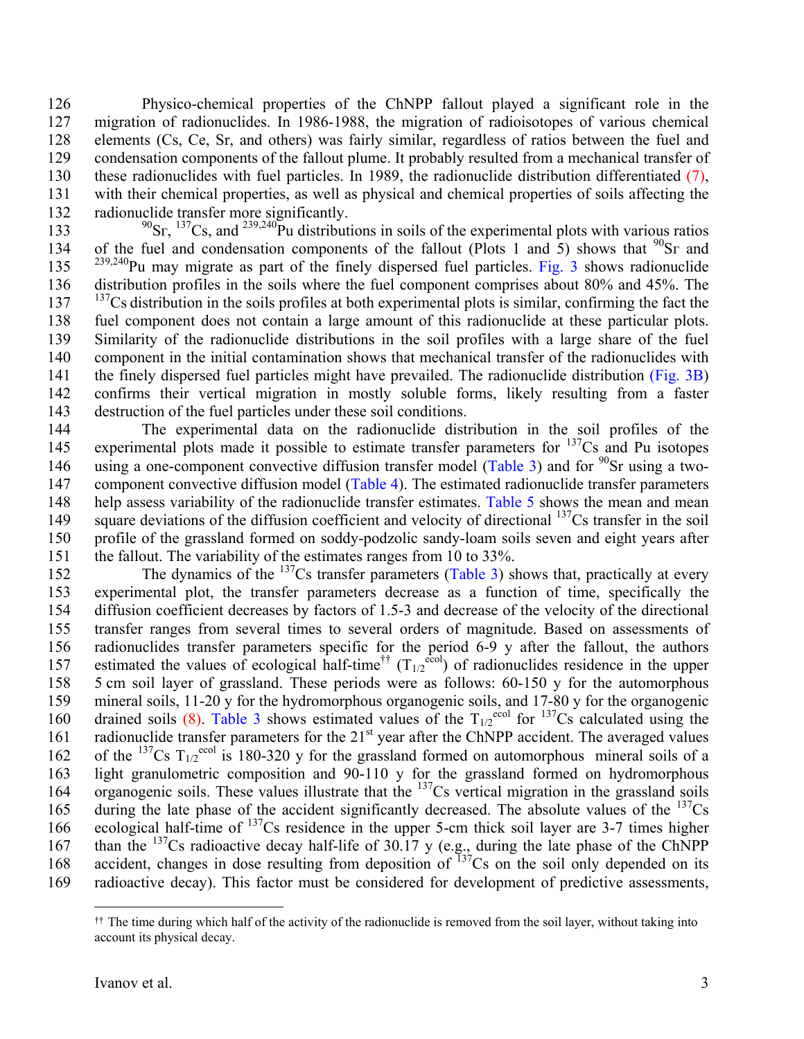Physico-chemical properties of the ChNPP fallout played a significant role in the migration of radionuclides. In 1986-1988, the migration of radioisotopes of various chemical elements (Cs, Ce, Sr, and others) was fairly similar, regardless of ratios between the fuel and condensation components of the fallout plume. It probably resulted from a mechanical transfer of these radionuclides with fuel particles. In 1989, the radionuclide distribution differentiated (7), with their chemical properties, as well as physical and chemical properties of soils affecting the radionuclide transfer more significantly.

$^{90}Sr$, $^{137}Cs$, and $^{239,240}Pu$ distributions in soils of the experimental plots with various ratios of the fuel and condensation components of the fallout (Plots 1 and 5) shows that $^{90}Sr$ and $^{239,240}Pu$ may migrate as part of the finely dispersed fuel particles. Fig. 3 shows radionuclide distribution profiles in the soils where the fuel component comprises about 80% and 45%. The $^{137}Cs$ distribution in the soils profiles at both experimental plots is similar, confirming the fact the fuel component does not contain a large amount of this radionuclide at these particular plots. Similarity of the radionuclide distributions in the soil profiles with a large share of the fuel component in the initial contamination shows that mechanical transfer of the radionuclides with the finely dispersed fuel particles might have prevailed. The radionuclide distribution (Fig. 3B) confirms their vertical migration in mostly soluble forms, likely resulting from a faster destruction of the fuel particles under these soil conditions.

The experimental data on the radionuclide distribution in the soil profiles of the experimental plots made it possible to estimate transfer parameters for $^{137}Cs$ and Pu isotopes using a one-component convective diffusion transfer model (Table 3) and for $^{90}Sr$ using a two-component convective diffusion model (Table 4). The estimated radionuclide transfer parameters help assess variability of the radionuclide transfer estimates. Table 5 shows the mean and mean square deviations of the diffusion coefficient and velocity of directional $^{137}Cs$ transfer in the soil profile of the grassland formed on soddy-podzolic sandy-loam soils seven and eight years after the fallout. The variability of the estimates ranges from 10 to 33%.

The dynamics of the $^{137}Cs$ transfer parameters (Table 3) shows that, practically at every experimental plot, the transfer parameters decrease as a function of time, specifically the diffusion coefficient decreases by factors of 1.5-3 and decrease of the velocity of the directional transfer ranges from several times to several orders of magnitude. Based on assessments of radionuclides transfer parameters specific for the period 6-9 y after the fallout, the authors estimated the values of ecological half-time[††] ($T_{1/2}^{ecol}$) of radionuclides residence in the upper 5 cm soil layer of grassland. These periods were as follows: 60-150 y for the automorphous mineral soils, 11-20 y for the hydromorphous organogenic soils, and 17-80 y for the organogenic drained soils (8). Table 3 shows estimated values of the $T_{1/2}^{ecol}$ for $^{137}Cs$ calculated using the radionuclide transfer parameters for the 21[st] year after the ChNPP accident. The averaged values of the $^{137}Cs$ $T_{1/2}^{ecol}$ is 180-320 y for the grassland formed on automorphous mineral soils of a light granulometric composition and 90-110 y for the grassland formed on hydromorphous organogenic soils. These values illustrate that the $^{137}Cs$ vertical migration in the grassland soils during the late phase of the accident significantly decreased. The absolute values of the $^{137}Cs$ ecological half-time of $^{137}Cs$ residence in the upper 5-cm thick soil layer are 3-7 times higher than the $^{137}Cs$ radioactive decay half-life of 30.17 y (e.g., during the late phase of the ChNPP accident, changes in dose resulting from deposition of $^{137}Cs$ on the soil only depended on its radioactive decay). This factor must be considered for development of predictive assessments,

---

[††] The time during which half of the activity of the radionuclide is removed from the soil layer, without taking into account its physical decay.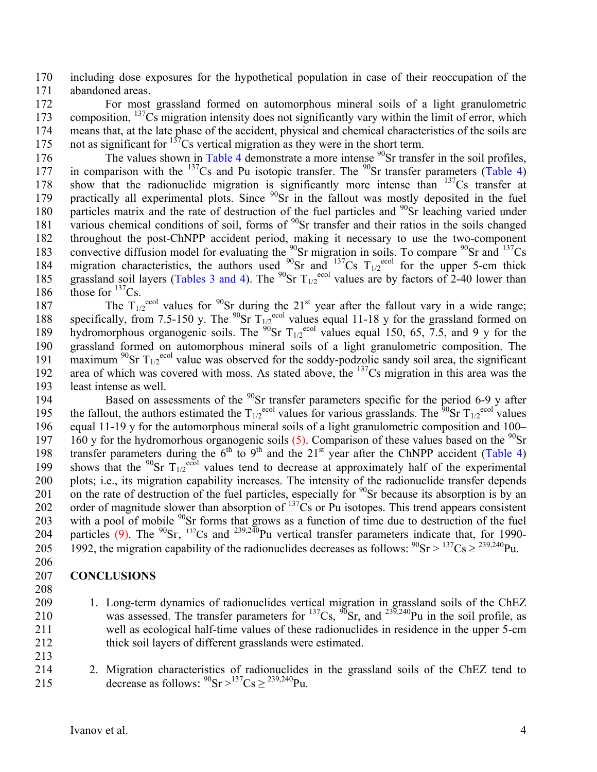including dose exposures for the hypothetical population in case of their reoccupation of the abandoned areas.

For most grassland formed on automorphous mineral soils of a light granulometric composition, $^{137}$Cs migration intensity does not significantly vary within the limit of error, which means that, at the late phase of the accident, physical and chemical characteristics of the soils are not as significant for $^{137}$Cs vertical migration as they were in the short term.

The values shown in Table 4 demonstrate a more intense $^{90}$Sr transfer in the soil profiles, in comparison with the $^{137}$Cs and Pu isotopic transfer. The $^{90}$Sr transfer parameters (Table 4) show that the radionuclide migration is significantly more intense than $^{137}$Cs transfer at practically all experimental plots. Since $^{90}$Sr in the fallout was mostly deposited in the fuel particles matrix and the rate of destruction of the fuel particles and $^{90}$Sr leaching varied under various chemical conditions of soil, forms of $^{90}$Sr transfer and their ratios in the soils changed throughout the post-ChNPP accident period, making it necessary to use the two-component convective diffusion model for evaluating the $^{90}$Sr migration in soils. To compare $^{90}$Sr and $^{137}$Cs migration characteristics, the authors used $^{90}$Sr and $^{137}$Cs $T_{1/2}^{ecol}$ for the upper 5-cm thick grassland soil layers (Tables 3 and 4). The $^{90}$Sr $T_{1/2}^{ecol}$ values are by factors of 2-40 lower than those for $^{137}$Cs.

The $T_{1/2}^{ecol}$ values for $^{90}$Sr during the 21$^{st}$ year after the fallout vary in a wide range; specifically, from 7.5-150 y. The $^{90}$Sr $T_{1/2}^{ecol}$ values equal 11-18 y for the grassland formed on hydromorphous organogenic soils. The $^{90}$Sr $T_{1/2}^{ecol}$ values equal 150, 65, 7.5, and 9 y for the grassland formed on automorphous mineral soils of a light granulometric composition. The maximum $^{90}$Sr $T_{1/2}^{ecol}$ value was observed for the soddy-podzolic sandy soil area, the significant area of which was covered with moss. As stated above, the $^{137}$Cs migration in this area was the least intense as well.

Based on assessments of the $^{90}$Sr transfer parameters specific for the period 6-9 y after the fallout, the authors estimated the $T_{1/2}^{ecol}$ values for various grasslands. The $^{90}$Sr $T_{1/2}^{ecol}$ values equal 11-19 y for the automorphous mineral soils of a light granulometric composition and 100–160 y for the hydromorhous organogenic soils (5). Comparison of these values based on the $^{90}$Sr transfer parameters during the 6$^{th}$ to 9$^{th}$ and the 21$^{st}$ year after the ChNPP accident (Table 4) shows that the $^{90}$Sr $T_{1/2}^{ecol}$ values tend to decrease at approximately half of the experimental plots; i.e., its migration capability increases. The intensity of the radionuclide transfer depends on the rate of destruction of the fuel particles, especially for $^{90}$Sr because its absorption is by an order of magnitude slower than absorption of $^{137}$Cs or Pu isotopes. This trend appears consistent with a pool of mobile $^{90}$Sr forms that grows as a function of time due to destruction of the fuel particles (9). The $^{90}$Sr, $^{137}$Cs and $^{239,240}$Pu vertical transfer parameters indicate that, for 1990-1992, the migration capability of the radionuclides decreases as follows: $^{90}$Sr > $^{137}$Cs ≥ $^{239,240}$Pu.

## CONCLUSIONS

1. Long-term dynamics of radionuclides vertical migration in grassland soils of the ChEZ was assessed. The transfer parameters for $^{137}$Cs, $^{90}$Sr, and $^{239,240}$Pu in the soil profile, as well as ecological half-time values of these radionuclides in residence in the upper 5-cm thick soil layers of different grasslands were estimated.

2. Migration characteristics of radionuclides in the grassland soils of the ChEZ tend to decrease as follows: $^{90}$Sr >$^{137}$Cs ≥ $^{239,240}$Pu.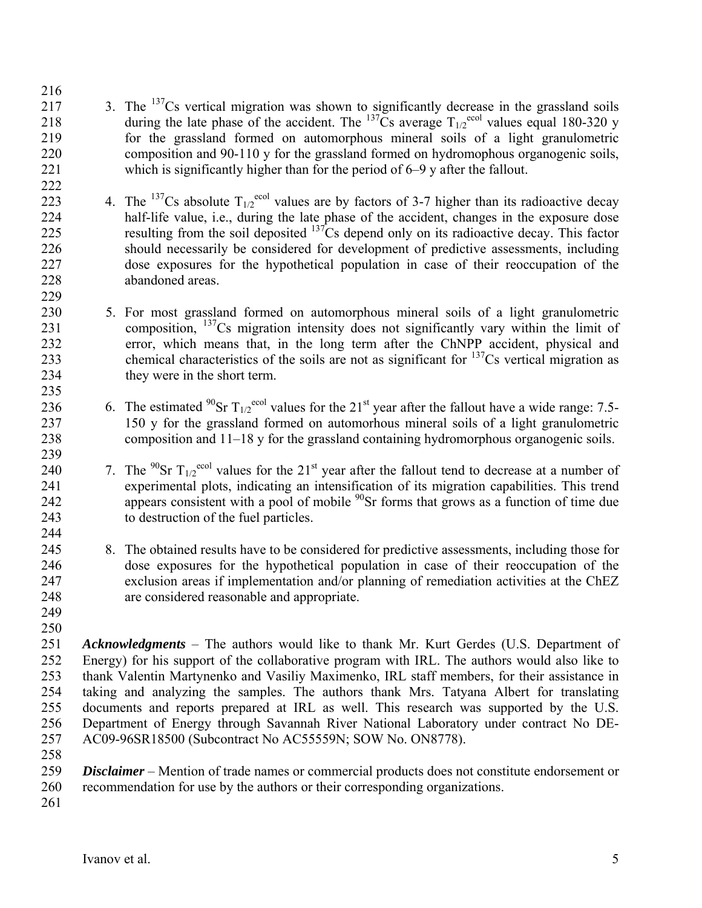3. The $^{137}Cs$ vertical migration was shown to significantly decrease in the grassland soils during the late phase of the accident. The $^{137}Cs$ average $T_{1/2}^{ecol}$ values equal 180-320 y for the grassland formed on automorphous mineral soils of a light granulometric composition and 90-110 y for the grassland formed on hydromophous organogenic soils, which is significantly higher than for the period of 6–9 y after the fallout.

4. The $^{137}Cs$ absolute $T_{1/2}^{ecol}$ values are by factors of 3-7 higher than its radioactive decay half-life value, i.e., during the late phase of the accident, changes in the exposure dose resulting from the soil deposited $^{137}Cs$ depend only on its radioactive decay. This factor should necessarily be considered for development of predictive assessments, including dose exposures for the hypothetical population in case of their reoccupation of the abandoned areas.

5. For most grassland formed on automorphous mineral soils of a light granulometric composition, $^{137}Cs$ migration intensity does not significantly vary within the limit of error, which means that, in the long term after the ChNPP accident, physical and chemical characteristics of the soils are not as significant for $^{137}Cs$ vertical migration as they were in the short term.

6. The estimated $^{90}Sr$ $T_{1/2}^{ecol}$ values for the 21[st] year after the fallout have a wide range: 7.5-150 y for the grassland formed on automorhous mineral soils of a light granulometric composition and 11–18 y for the grassland containing hydromorphous organogenic soils.

7. The $^{90}Sr$ $T_{1/2}^{ecol}$ values for the 21[st] year after the fallout tend to decrease at a number of experimental plots, indicating an intensification of its migration capabilities. This trend appears consistent with a pool of mobile $^{90}Sr$ forms that grows as a function of time due to destruction of the fuel particles.

8. The obtained results have to be considered for predictive assessments, including those for dose exposures for the hypothetical population in case of their reoccupation of the exclusion areas if implementation and/or planning of remediation activities at the ChEZ are considered reasonable and appropriate.

***Acknowledgments*** – The authors would like to thank Mr. Kurt Gerdes (U.S. Department of Energy) for his support of the collaborative program with IRL. The authors would also like to thank Valentin Martynenko and Vasiliy Maximenko, IRL staff members, for their assistance in taking and analyzing the samples. The authors thank Mrs. Tatyana Albert for translating documents and reports prepared at IRL as well. This research was supported by the U.S. Department of Energy through Savannah River National Laboratory under contract No DE-AC09-96SR18500 (Subcontract No AC55559N; SOW No. ON8778).

***Disclaimer*** – Mention of trade names or commercial products does not constitute endorsement or recommendation for use by the authors or their corresponding organizations.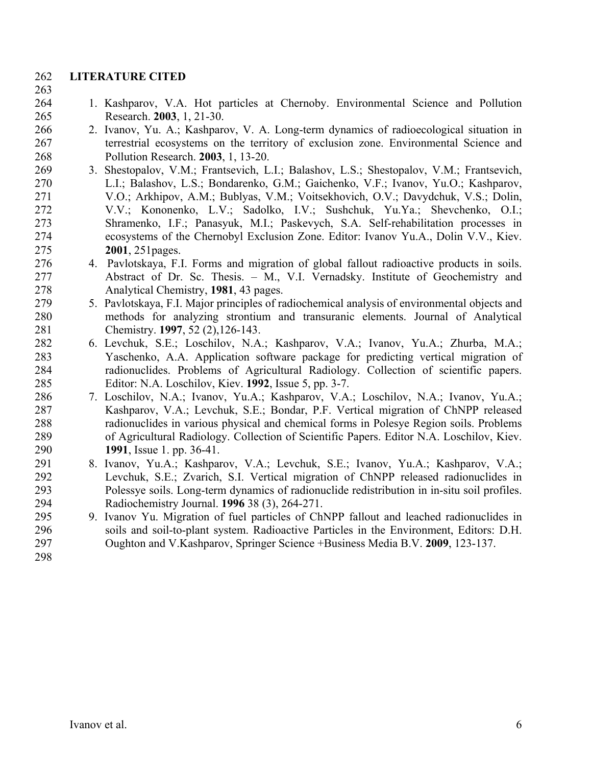## LITERATURE CITED

1. Kashparov, V.A. Hot particles at Chernoby. Environmental Science and Pollution Research. **2003**, 1, 21-30.
2. Ivanov, Yu. A.; Kashparov, V. A. Long-term dynamics of radioecological situation in terrestrial ecosystems on the territory of exclusion zone. Environmental Science and Pollution Research. **2003**, 1, 13-20.
3. Shestopalov, V.M.; Frantsevich, L.I.; Balashov, L.S.; Shestopalov, V.M.; Frantsevich, L.I.; Balashov, L.S.; Bondarenko, G.M.; Gaichenko, V.F.; Ivanov, Yu.O.; Kashparov, V.O.; Arkhipov, A.M.; Bublyas, V.M.; Voitsekhovich, O.V.; Davydchuk, V.S.; Dolin, V.V.; Kononenko, L.V.; Sadolko, I.V.; Sushchuk, Yu.Ya.; Shevchenko, O.I.; Shramenko, I.F.; Panasyuk, M.I.; Paskevych, S.A. Self-rehabilitation processes in ecosystems of the Chernobyl Exclusion Zone. Editor: Ivanov Yu.A., Dolin V.V., Kiev. **2001**, 251pages.
4. Pavlotskaya, F.I. Forms and migration of global fallout radioactive products in soils. Abstract of Dr. Sc. Thesis. – M., V.I. Vernadsky. Institute of Geochemistry and Analytical Chemistry, **1981**, 43 pages.
5. Pavlotskaya, F.I. Major principles of radiochemical analysis of environmental objects and methods for analyzing strontium and transuranic elements. Journal of Analytical Chemistry. **1997**, 52 (2),126-143.
6. Levchuk, S.E.; Loschilov, N.A.; Kashparov, V.A.; Ivanov, Yu.A.; Zhurba, M.A.; Yaschenko, A.A. Application software package for predicting vertical migration of radionuclides. Problems of Agricultural Radiology. Collection of scientific papers. Editor: N.A. Loschilov, Kiev. **1992**, Issue 5, pp. 3-7.
7. Loschilov, N.A.; Ivanov, Yu.A.; Kashparov, V.A.; Loschilov, N.A.; Ivanov, Yu.A.; Kashparov, V.A.; Levchuk, S.E.; Bondar, P.F. Vertical migration of ChNPP released radionuclides in various physical and chemical forms in Polesye Region soils. Problems of Agricultural Radiology. Collection of Scientific Papers. Editor N.A. Loschilov, Kiev. **1991**, Issue 1. pp. 36-41.
8. Ivanov, Yu.A.; Kashparov, V.A.; Levchuk, S.E.; Ivanov, Yu.A.; Kashparov, V.A.; Levchuk, S.E.; Zvarich, S.I. Vertical migration of ChNPP released radionuclides in Polessye soils. Long-term dynamics of radionuclide redistribution in in-situ soil profiles. Radiochemistry Journal. **1996** 38 (3), 264-271.
9. Ivanov Yu. Migration of fuel particles of ChNPP fallout and leached radionuclides in soils and soil-to-plant system. Radioactive Particles in the Environment, Editors: D.H. Oughton and V.Kashparov, Springer Science +Business Media B.V. **2009**, 123-137.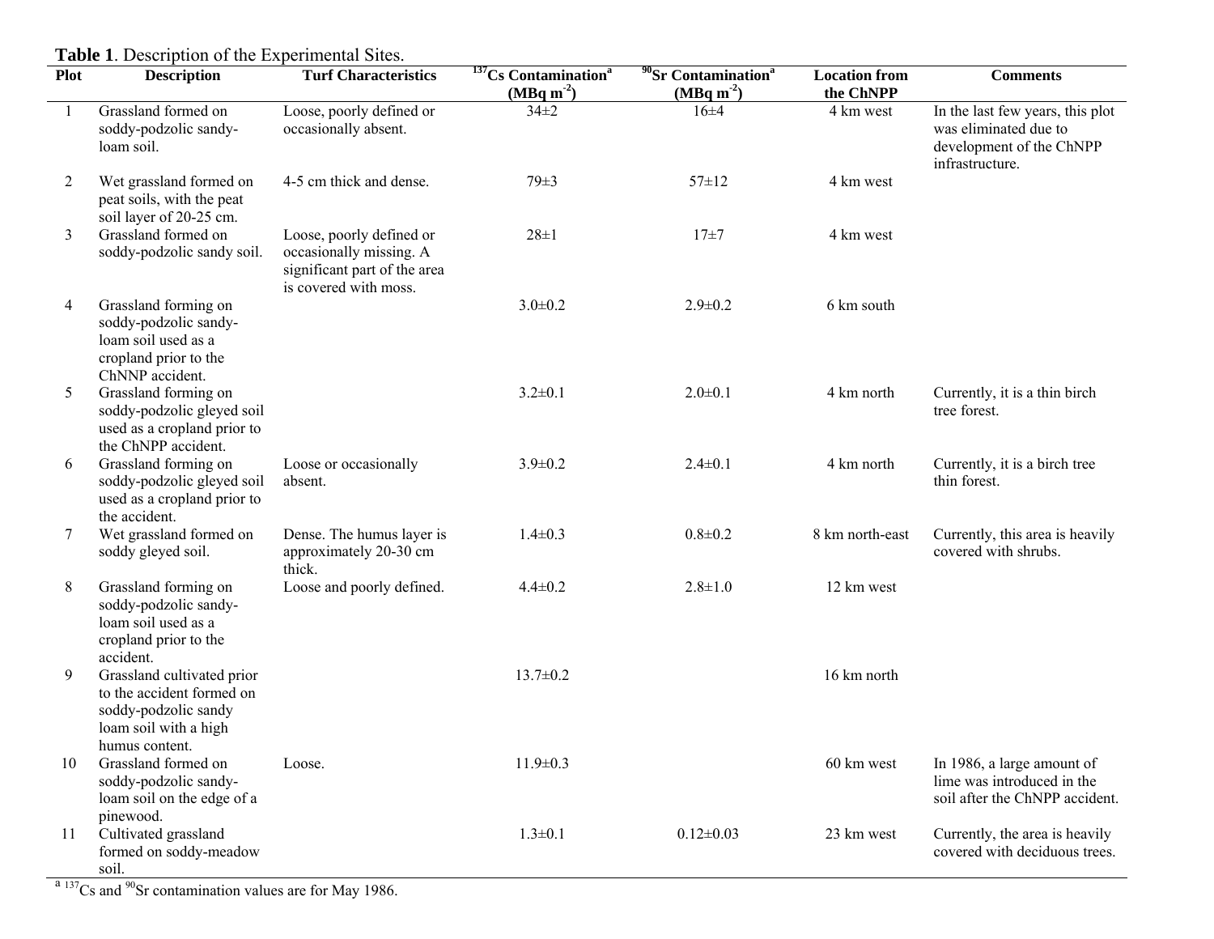**Table 1**. Description of the Experimental Sites.

| Plot | Description | Turf Characteristics | $^{137}$Cs Contamination[a] (MBq m$^{-2}$) | $^{90}$Sr Contamination[a] (MBq m$^{-2}$) | Location from the ChNPP | Comments |
|---|---|---|---|---|---|---|
| 1 | Grassland formed on soddy-podzolic sandy-loam soil. | Loose, poorly defined or occasionally absent. | 34±2 | 16±4 | 4 km west | In the last few years, this plot was eliminated due to development of the ChNPP infrastructure. |
| 2 | Wet grassland formed on peat soils, with the peat soil layer of 20-25 cm. | 4-5 cm thick and dense. | 79±3 | 57±12 | 4 km west | |
| 3 | Grassland formed on soddy-podzolic sandy soil. | Loose, poorly defined or occasionally missing. A significant part of the area is covered with moss. | 28±1 | 17±7 | 4 km west | |
| 4 | Grassland forming on soddy-podzolic sandy-loam soil used as a cropland prior to the ChNNP accident. | | 3.0±0.2 | 2.9±0.2 | 6 km south | |
| 5 | Grassland forming on soddy-podzolic gleyed soil used as a cropland prior to the ChNPP accident. | | 3.2±0.1 | 2.0±0.1 | 4 km north | Currently, it is a thin birch tree forest. |
| 6 | Grassland forming on soddy-podzolic gleyed soil used as a cropland prior to the accident. | Loose or occasionally absent. | 3.9±0.2 | 2.4±0.1 | 4 km north | Currently, it is a birch tree thin forest. |
| 7 | Wet grassland formed on soddy gleyed soil. | Dense. The humus layer is approximately 20-30 cm thick. | 1.4±0.3 | 0.8±0.2 | 8 km north-east | Currently, this area is heavily covered with shrubs. |
| 8 | Grassland forming on soddy-podzolic sandy-loam soil used as a cropland prior to the accident. | Loose and poorly defined. | 4.4±0.2 | 2.8±1.0 | 12 km west | |
| 9 | Grassland cultivated prior to the accident formed on soddy-podzolic sandy loam soil with a high humus content. | | 13.7±0.2 | | 16 km north | |
| 10 | Grassland formed on soddy-podzolic sandy-loam soil on the edge of a pinewood. | Loose. | 11.9±0.3 | | 60 km west | In 1986, a large amount of lime was introduced in the soil after the ChNPP accident. |
| 11 | Cultivated grassland formed on soddy-meadow soil. | | 1.3±0.1 | 0.12±0.03 | 23 km west | Currently, the area is heavily covered with deciduous trees. |

[a] $^{137}$Cs and $^{90}$Sr contamination values are for May 1986.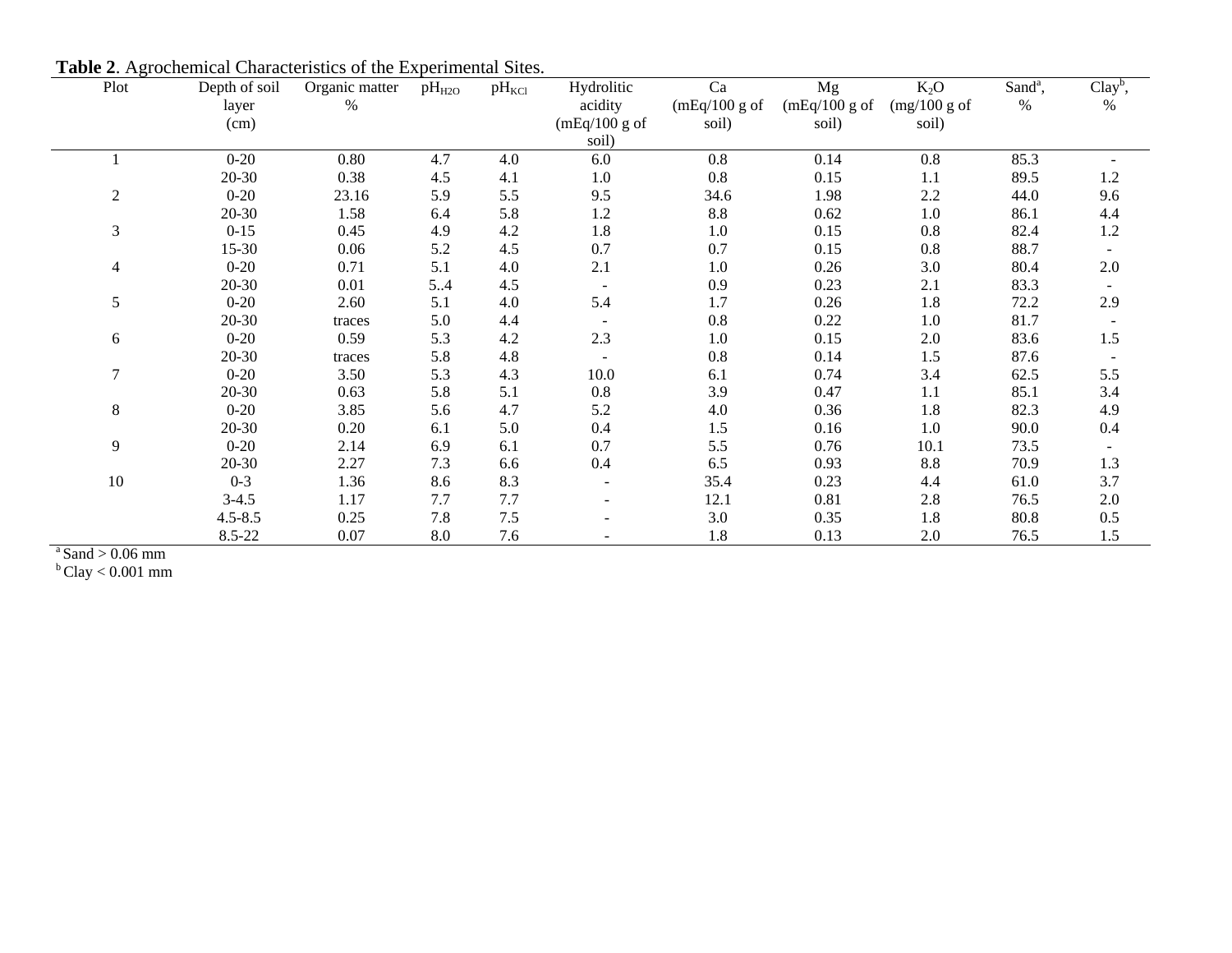**Table 2**. Agrochemical Characteristics of the Experimental Sites.

| Plot | Depth of soil layer (cm) | Organic matter % | $pH_{H2O}$ | $pH_{KCl}$ | Hydrolitic acidity (mEq/100 g of soil) | Ca (mEq/100 g of soil) | Mg (mEq/100 g of soil) | $K_2O$ (mg/100 g of soil) | Sand[a], % | Clay[b], % |
|---|---|---|---|---|---|---|---|---|---|---|
| 1 | 0-20 | 0.80 | 4.7 | 4.0 | 6.0 | 0.8 | 0.14 | 0.8 | 85.3 | - |
| | 20-30 | 0.38 | 4.5 | 4.1 | 1.0 | 0.8 | 0.15 | 1.1 | 89.5 | 1.2 |
| 2 | 0-20 | 23.16 | 5.9 | 5.5 | 9.5 | 34.6 | 1.98 | 2.2 | 44.0 | 9.6 |
| | 20-30 | 1.58 | 6.4 | 5.8 | 1.2 | 8.8 | 0.62 | 1.0 | 86.1 | 4.4 |
| 3 | 0-15 | 0.45 | 4.9 | 4.2 | 1.8 | 1.0 | 0.15 | 0.8 | 82.4 | 1.2 |
| | 15-30 | 0.06 | 5.2 | 4.5 | 0.7 | 0.7 | 0.15 | 0.8 | 88.7 | - |
| 4 | 0-20 | 0.71 | 5.1 | 4.0 | 2.1 | 1.0 | 0.26 | 3.0 | 80.4 | 2.0 |
| | 20-30 | 0.01 | 5..4 | 4.5 | - | 0.9 | 0.23 | 2.1 | 83.3 | - |
| 5 | 0-20 | 2.60 | 5.1 | 4.0 | 5.4 | 1.7 | 0.26 | 1.8 | 72.2 | 2.9 |
| | 20-30 | traces | 5.0 | 4.4 | - | 0.8 | 0.22 | 1.0 | 81.7 | - |
| 6 | 0-20 | 0.59 | 5.3 | 4.2 | 2.3 | 1.0 | 0.15 | 2.0 | 83.6 | 1.5 |
| | 20-30 | traces | 5.8 | 4.8 | - | 0.8 | 0.14 | 1.5 | 87.6 | - |
| 7 | 0-20 | 3.50 | 5.3 | 4.3 | 10.0 | 6.1 | 0.74 | 3.4 | 62.5 | 5.5 |
| | 20-30 | 0.63 | 5.8 | 5.1 | 0.8 | 3.9 | 0.47 | 1.1 | 85.1 | 3.4 |
| 8 | 0-20 | 3.85 | 5.6 | 4.7 | 5.2 | 4.0 | 0.36 | 1.8 | 82.3 | 4.9 |
| | 20-30 | 0.20 | 6.1 | 5.0 | 0.4 | 1.5 | 0.16 | 1.0 | 90.0 | 0.4 |
| 9 | 0-20 | 2.14 | 6.9 | 6.1 | 0.7 | 5.5 | 0.76 | 10.1 | 73.5 | - |
| | 20-30 | 2.27 | 7.3 | 6.6 | 0.4 | 6.5 | 0.93 | 8.8 | 70.9 | 1.3 |
| 10 | 0-3 | 1.36 | 8.6 | 8.3 | - | 35.4 | 0.23 | 4.4 | 61.0 | 3.7 |
| | 3-4.5 | 1.17 | 7.7 | 7.7 | - | 12.1 | 0.81 | 2.8 | 76.5 | 2.0 |
| | 4.5-8.5 | 0.25 | 7.8 | 7.5 | - | 3.0 | 0.35 | 1.8 | 80.8 | 0.5 |
| | 8.5-22 | 0.07 | 8.0 | 7.6 | - | 1.8 | 0.13 | 2.0 | 76.5 | 1.5 |

[a] Sand > 0.06 mm
[b] Clay < 0.001 mm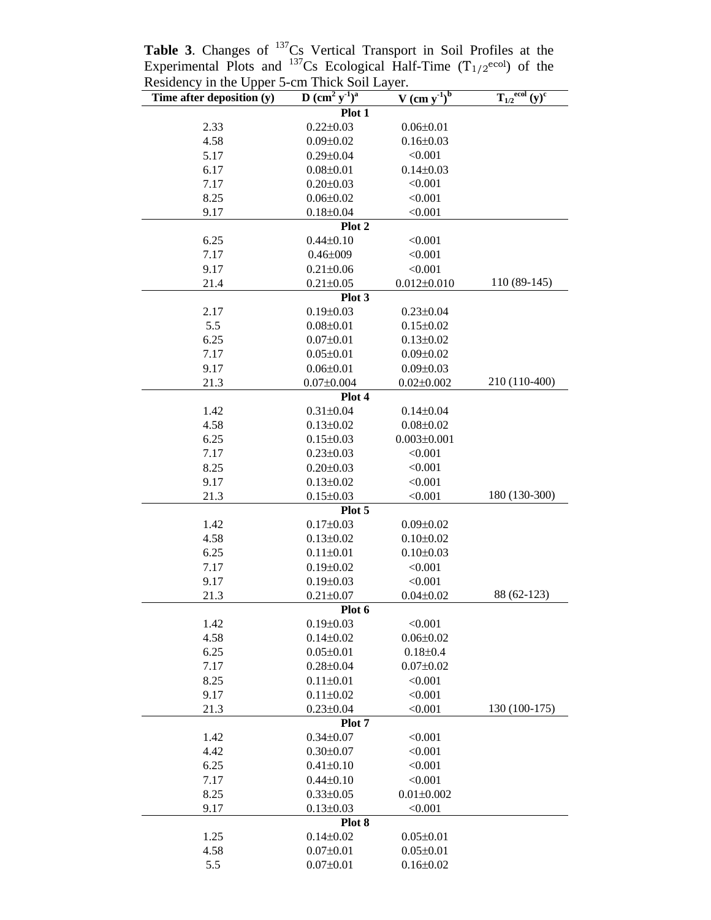**Table 3**. Changes of $^{137}Cs$ Vertical Transport in Soil Profiles at the Experimental Plots and $^{137}Cs$ Ecological Half-Time ($T_{1/2}^{ecol}$) of the Residency in the Upper 5-cm Thick Soil Layer.

| Time after deposition (y) | D ($cm^2$ $y^{-1}$)[a] | V (cm $y^{-1}$)[b] | $T_{1/2}^{ecol}$ (y)[c] |
|---|---|---|---|
| **Plot 1** | | | |
| 2.33 | 0.22±0.03 | 0.06±0.01 | |
| 4.58 | 0.09±0.02 | 0.16±0.03 | |
| 5.17 | 0.29±0.04 | <0.001 | |
| 6.17 | 0.08±0.01 | 0.14±0.03 | |
| 7.17 | 0.20±0.03 | <0.001 | |
| 8.25 | 0.06±0.02 | <0.001 | |
| 9.17 | 0.18±0.04 | <0.001 | |
| **Plot 2** | | | |
| 6.25 | 0.44±0.10 | <0.001 | |
| 7.17 | 0.46±009 | <0.001 | |
| 9.17 | 0.21±0.06 | <0.001 | |
| 21.4 | 0.21±0.05 | 0.012±0.010 | 110 (89-145) |
| **Plot 3** | | | |
| 2.17 | 0.19±0.03 | 0.23±0.04 | |
| 5.5 | 0.08±0.01 | 0.15±0.02 | |
| 6.25 | 0.07±0.01 | 0.13±0.02 | |
| 7.17 | 0.05±0.01 | 0.09±0.02 | |
| 9.17 | 0.06±0.01 | 0.09±0.03 | |
| 21.3 | 0.07±0.004 | 0.02±0.002 | 210 (110-400) |
| **Plot 4** | | | |
| 1.42 | 0.31±0.04 | 0.14±0.04 | |
| 4.58 | 0.13±0.02 | 0.08±0.02 | |
| 6.25 | 0.15±0.03 | 0.003±0.001 | |
| 7.17 | 0.23±0.03 | <0.001 | |
| 8.25 | 0.20±0.03 | <0.001 | |
| 9.17 | 0.13±0.02 | <0.001 | |
| 21.3 | 0.15±0.03 | <0.001 | 180 (130-300) |
| **Plot 5** | | | |
| 1.42 | 0.17±0.03 | 0.09±0.02 | |
| 4.58 | 0.13±0.02 | 0.10±0.02 | |
| 6.25 | 0.11±0.01 | 0.10±0.03 | |
| 7.17 | 0.19±0.02 | <0.001 | |
| 9.17 | 0.19±0.03 | <0.001 | |
| 21.3 | 0.21±0.07 | 0.04±0.02 | 88 (62-123) |
| **Plot 6** | | | |
| 1.42 | 0.19±0.03 | <0.001 | |
| 4.58 | 0.14±0.02 | 0.06±0.02 | |
| 6.25 | 0.05±0.01 | 0.18±0.4 | |
| 7.17 | 0.28±0.04 | 0.07±0.02 | |
| 8.25 | 0.11±0.01 | <0.001 | |
| 9.17 | 0.11±0.02 | <0.001 | |
| 21.3 | 0.23±0.04 | <0.001 | 130 (100-175) |
| **Plot 7** | | | |
| 1.42 | 0.34±0.07 | <0.001 | |
| 4.42 | 0.30±0.07 | <0.001 | |
| 6.25 | 0.41±0.10 | <0.001 | |
| 7.17 | 0.44±0.10 | <0.001 | |
| 8.25 | 0.33±0.05 | 0.01±0.002 | |
| 9.17 | 0.13±0.03 | <0.001 | |
| **Plot 8** | | | |
| 1.25 | 0.14±0.02 | 0.05±0.01 | |
| 4.58 | 0.07±0.01 | 0.05±0.01 | |
| 5.5 | 0.07±0.01 | 0.16±0.02 | |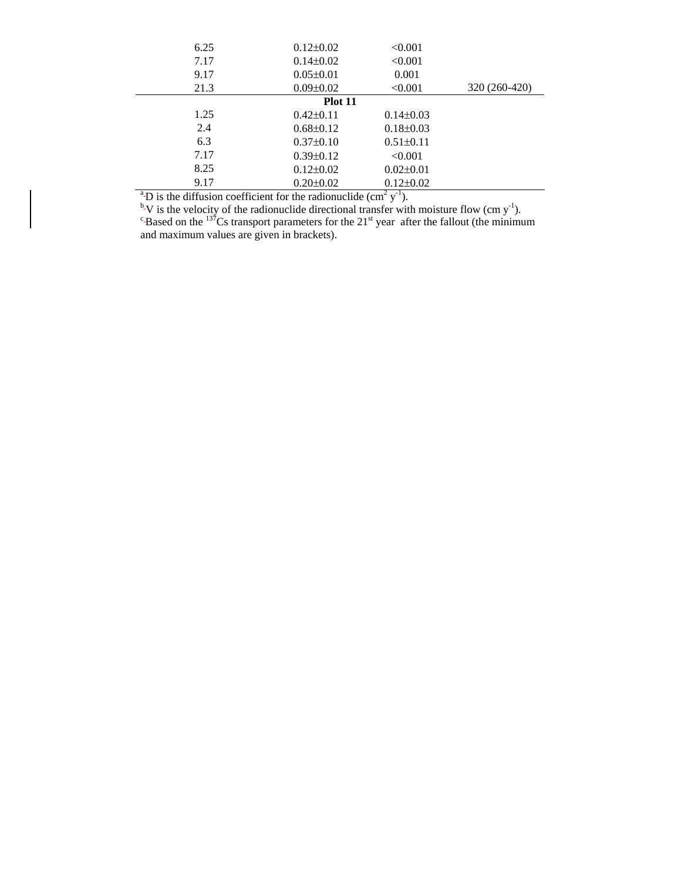| | | | |
|---|---|---|---|
| 6.25 | 0.12±0.02 | <0.001 | |
| 7.17 | 0.14±0.02 | <0.001 | |
| 9.17 | 0.05±0.01 | 0.001 | |
| 21.3 | 0.09±0.02 | <0.001 | 320 (260-420) |
| **Plot 11** | | | |
| 1.25 | 0.42±0.11 | 0.14±0.03 | |
| 2.4 | 0.68±0.12 | 0.18±0.03 | |
| 6.3 | 0.37±0.10 | 0.51±0.11 | |
| 7.17 | 0.39±0.12 | <0.001 | |
| 8.25 | 0.12±0.02 | 0.02±0.01 | |
| 9.17 | 0.20±0.02 | 0.12±0.02 | |

[a] D is the diffusion coefficient for the radionuclide ($cm^2\ y^{-1}$).

[b] V is the velocity of the radionuclide directional transfer with moisture flow ($cm\ y^{-1}$).

[c] Based on the $^{137}Cs$ transport parameters for the 21st year after the fallout (the minimum and maximum values are given in brackets).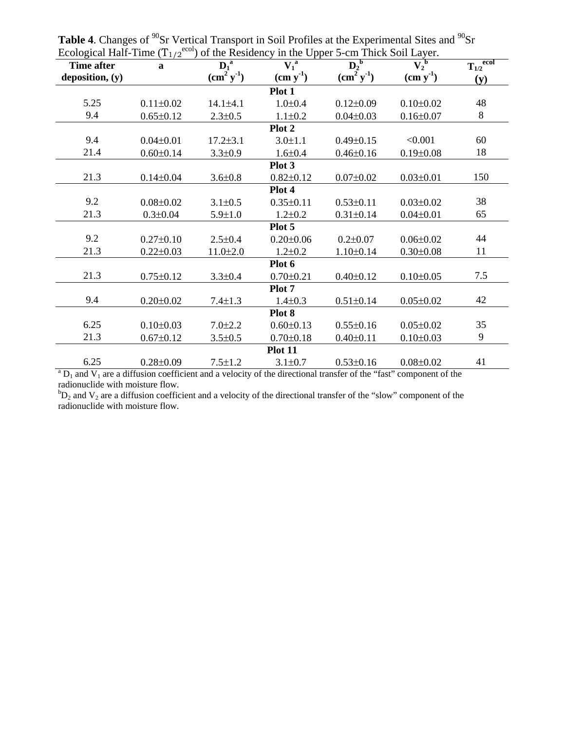**Table 4**. Changes of $^{90}Sr$ Vertical Transport in Soil Profiles at the Experimental Sites and $^{90}Sr$ Ecological Half-Time ($T_{1/2}^{ecol}$) of the Residency in the Upper 5-cm Thick Soil Layer.

| Time after deposition, (y) | a | $D_1$[a] ($cm^2\ y^{-1}$) | $V_1$[a] ($cm\ y^{-1}$) | $D_2$[b] ($cm^2\ y^{-1}$) | $V_2$[b] ($cm\ y^{-1}$) | $T_{1/2}^{ecol}$ (y) |
|---|---|---|---|---|---|---|
| **Plot 1** | | | | | | |
| 5.25 | 0.11±0.02 | 14.1±4.1 | 1.0±0.4 | 0.12±0.09 | 0.10±0.02 | 48 |
| 9.4 | 0.65±0.12 | 2.3±0.5 | 1.1±0.2 | 0.04±0.03 | 0.16±0.07 | 8 |
| **Plot 2** | | | | | | |
| 9.4 | 0.04±0.01 | 17.2±3.1 | 3.0±1.1 | 0.49±0.15 | <0.001 | 60 |
| 21.4 | 0.60±0.14 | 3.3±0.9 | 1.6±0.4 | 0.46±0.16 | 0.19±0.08 | 18 |
| **Plot 3** | | | | | | |
| 21.3 | 0.14±0.04 | 3.6±0.8 | 0.82±0.12 | 0.07±0.02 | 0.03±0.01 | 150 |
| **Plot 4** | | | | | | |
| 9.2 | 0.08±0.02 | 3.1±0.5 | 0.35±0.11 | 0.53±0.11 | 0.03±0.02 | 38 |
| 21.3 | 0.3±0.04 | 5.9±1.0 | 1.2±0.2 | 0.31±0.14 | 0.04±0.01 | 65 |
| **Plot 5** | | | | | | |
| 9.2 | 0.27±0.10 | 2.5±0.4 | 0.20±0.06 | 0.2±0.07 | 0.06±0.02 | 44 |
| 21.3 | 0.22±0.03 | 11.0±2.0 | 1.2±0.2 | 1.10±0.14 | 0.30±0.08 | 11 |
| **Plot 6** | | | | | | |
| 21.3 | 0.75±0.12 | 3.3±0.4 | 0.70±0.21 | 0.40±0.12 | 0.10±0.05 | 7.5 |
| **Plot 7** | | | | | | |
| 9.4 | 0.20±0.02 | 7.4±1.3 | 1.4±0.3 | 0.51±0.14 | 0.05±0.02 | 42 |
| **Plot 8** | | | | | | |
| 6.25 | 0.10±0.03 | 7.0±2.2 | 0.60±0.13 | 0.55±0.16 | 0.05±0.02 | 35 |
| 21.3 | 0.67±0.12 | 3.5±0.5 | 0.70±0.18 | 0.40±0.11 | 0.10±0.03 | 9 |
| **Plot 11** | | | | | | |
| 6.25 | 0.28±0.09 | 7.5±1.2 | 3.1±0.7 | 0.53±0.16 | 0.08±0.02 | 41 |

[a] $D_1$ and $V_1$ are a diffusion coefficient and a velocity of the directional transfer of the "fast" component of the radionuclide with moisture flow.

[b] $D_2$ and $V_2$ are a diffusion coefficient and a velocity of the directional transfer of the "slow" component of the radionuclide with moisture flow.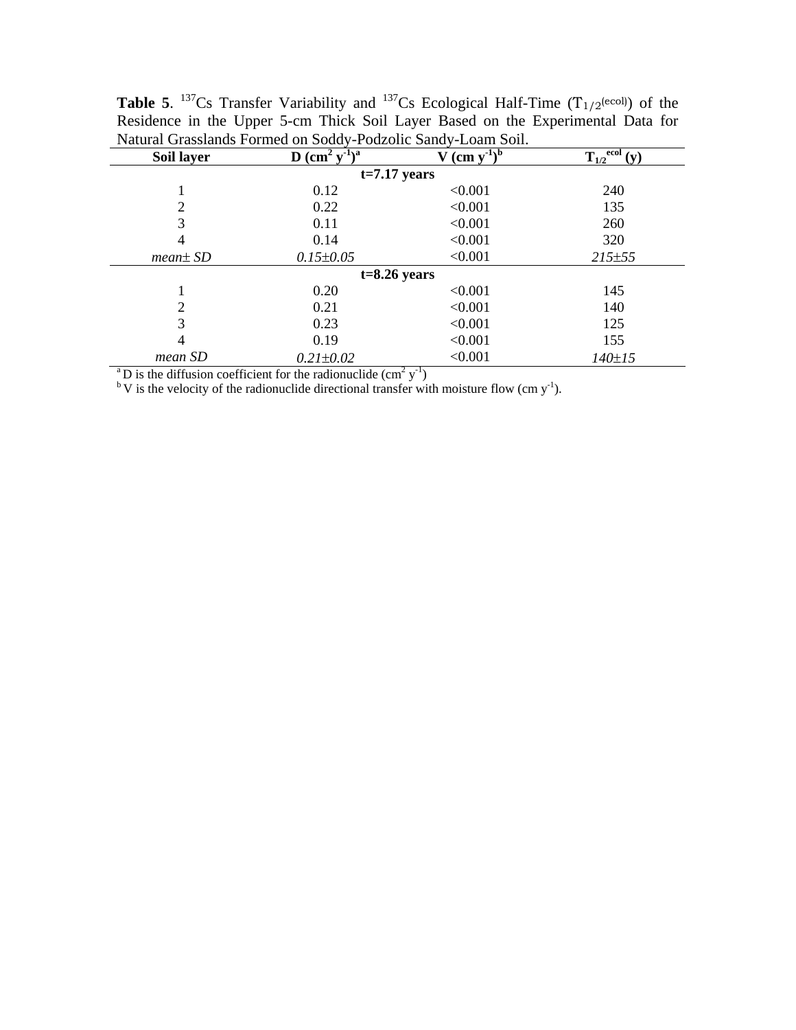**Table 5**. $^{137}$Cs Transfer Variability and $^{137}$Cs Ecological Half-Time ($T_{1/2}^{(ecol)}$) of the Residence in the Upper 5-cm Thick Soil Layer Based on the Experimental Data for Natural Grasslands Formed on Soddy-Podzolic Sandy-Loam Soil.

| Soil layer | D ($cm^2$ $y^{-1}$)[a] | V (cm $y^{-1}$)[b] | $T_{1/2}^{ecol}$ (y) |
|---|---|---|---|
| **t=7.17 years** | | | |
| 1 | 0.12 | <0.001 | 240 |
| 2 | 0.22 | <0.001 | 135 |
| 3 | 0.11 | <0.001 | 260 |
| 4 | 0.14 | <0.001 | 320 |
| *mean± SD* | *0.15±0.05* | <0.001 | *215±55* |
| **t=8.26 years** | | | |
| 1 | 0.20 | <0.001 | 145 |
| 2 | 0.21 | <0.001 | 140 |
| 3 | 0.23 | <0.001 | 125 |
| 4 | 0.19 | <0.001 | 155 |
| *mean SD* | *0.21±0.02* | <0.001 | *140±15* |

[a] D is the diffusion coefficient for the radionuclide ($cm^2$ $y^{-1}$)

[b] V is the velocity of the radionuclide directional transfer with moisture flow (cm $y^{-1}$).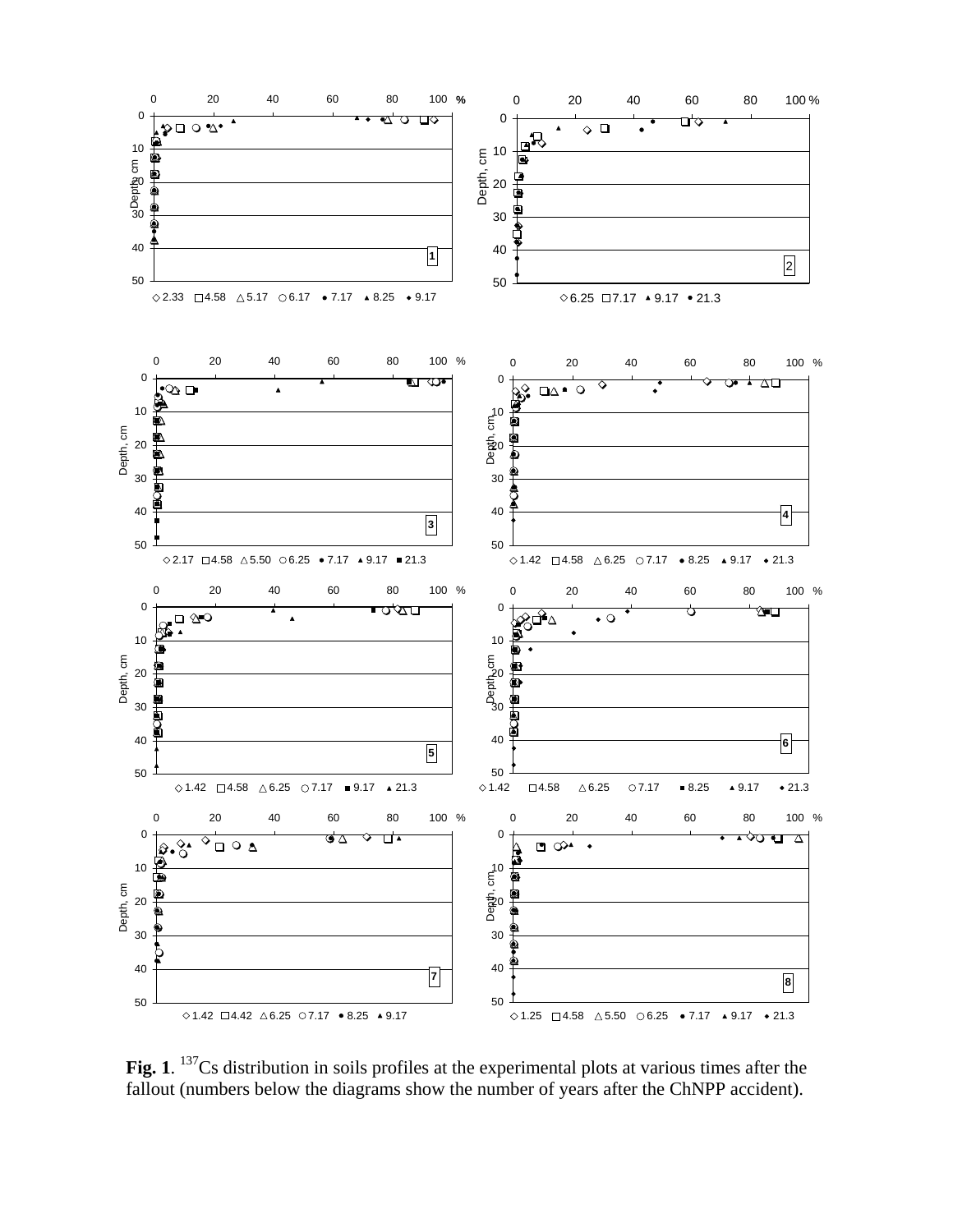**Fig. 1**. $^{137}$Cs distribution in soils profiles at the experimental plots at various times after the fallout (numbers below the diagrams show the number of years after the ChNPP accident).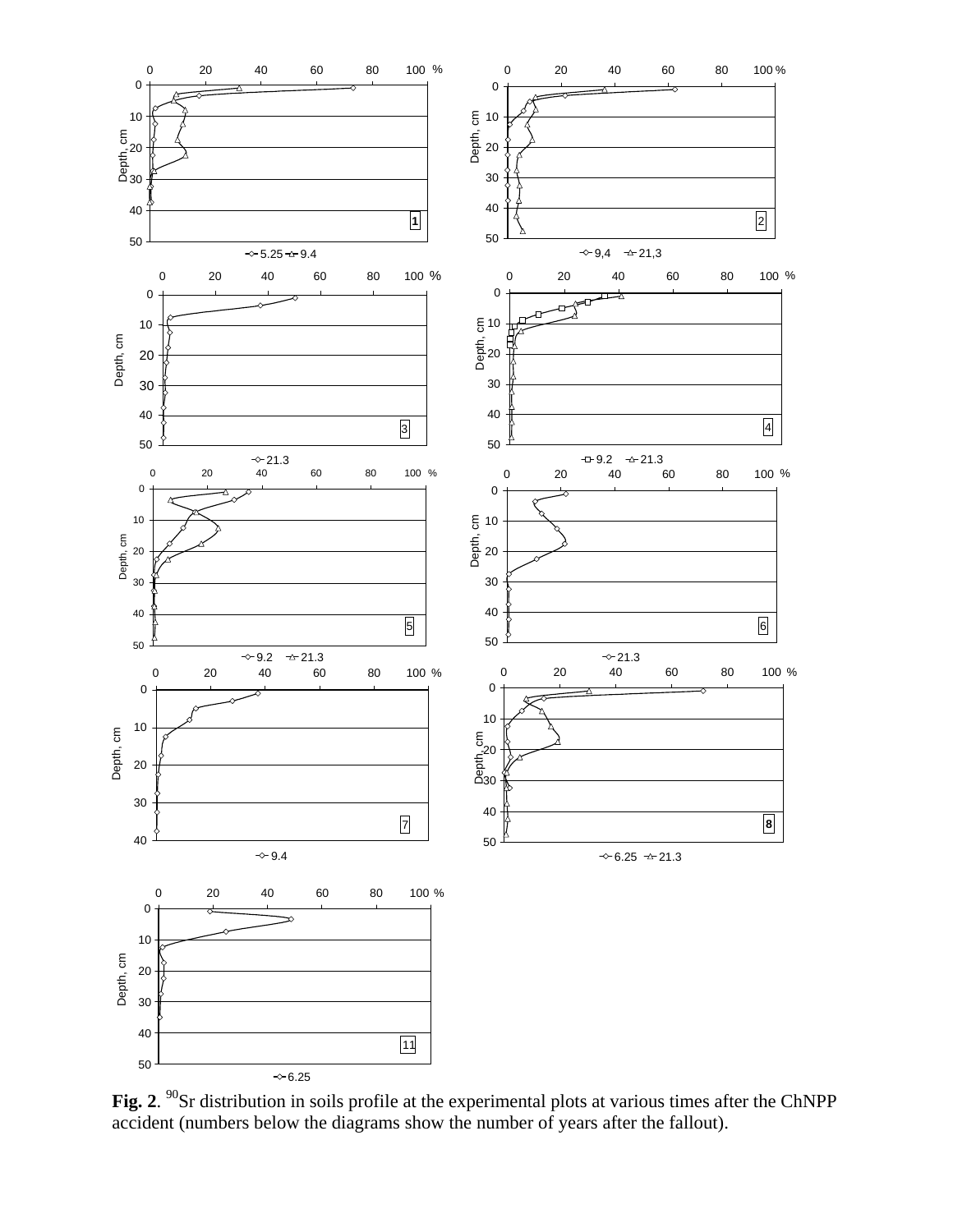**Fig. 2**. $^{90}$Sr distribution in soils profile at the experimental plots at various times after the ChNPP accident (numbers below the diagrams show the number of years after the fallout).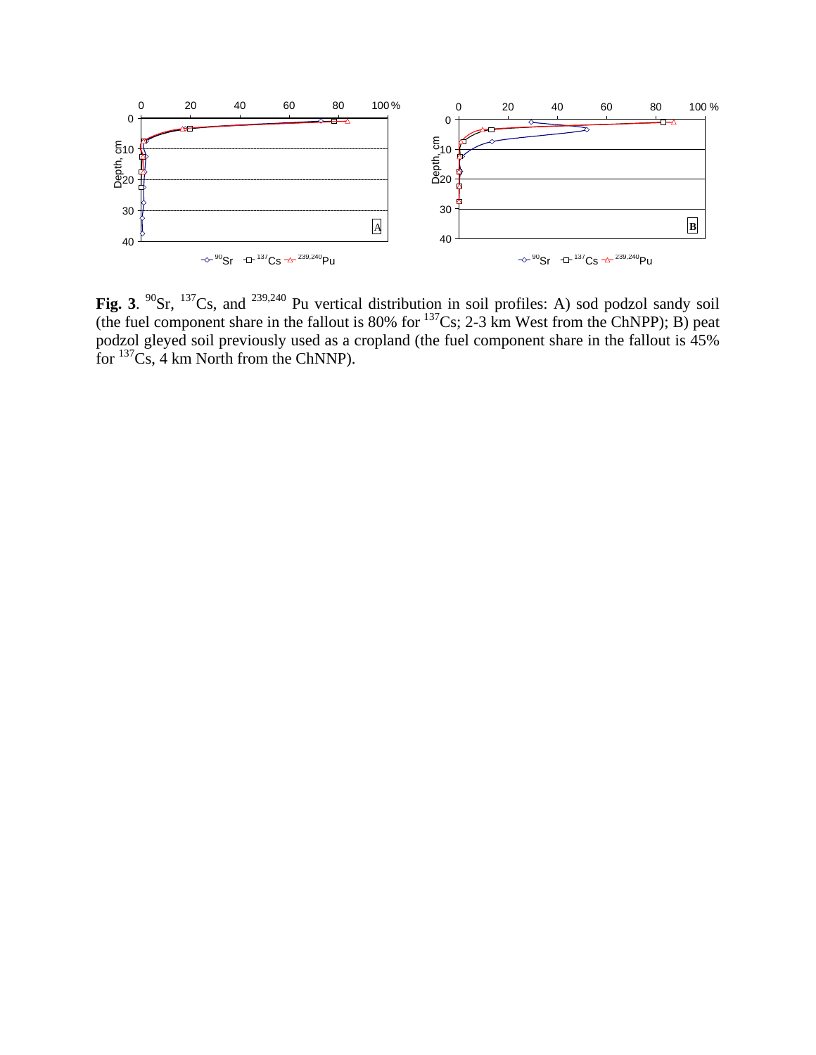0 20 40 60 80 100 %

0

10

20

30

40

Depth, cm

A

$^{90}$Sr $^{137}$Cs $^{239,240}$Pu

0 20 40 60 80 100 %

0

10

20

30

40

Depth, cm

B

$^{90}$Sr $^{137}$Cs $^{239,240}$Pu

**Fig. 3**. $^{90}$Sr, $^{137}$Cs, and $^{239,240}$ Pu vertical distribution in soil profiles: A) sod podzol sandy soil (the fuel component share in the fallout is 80% for $^{137}$Cs; 2-3 km West from the ChNPP); B) peat podzol gleyed soil previously used as a cropland (the fuel component share in the fallout is 45% for $^{137}$Cs, 4 km North from the ChNNP).